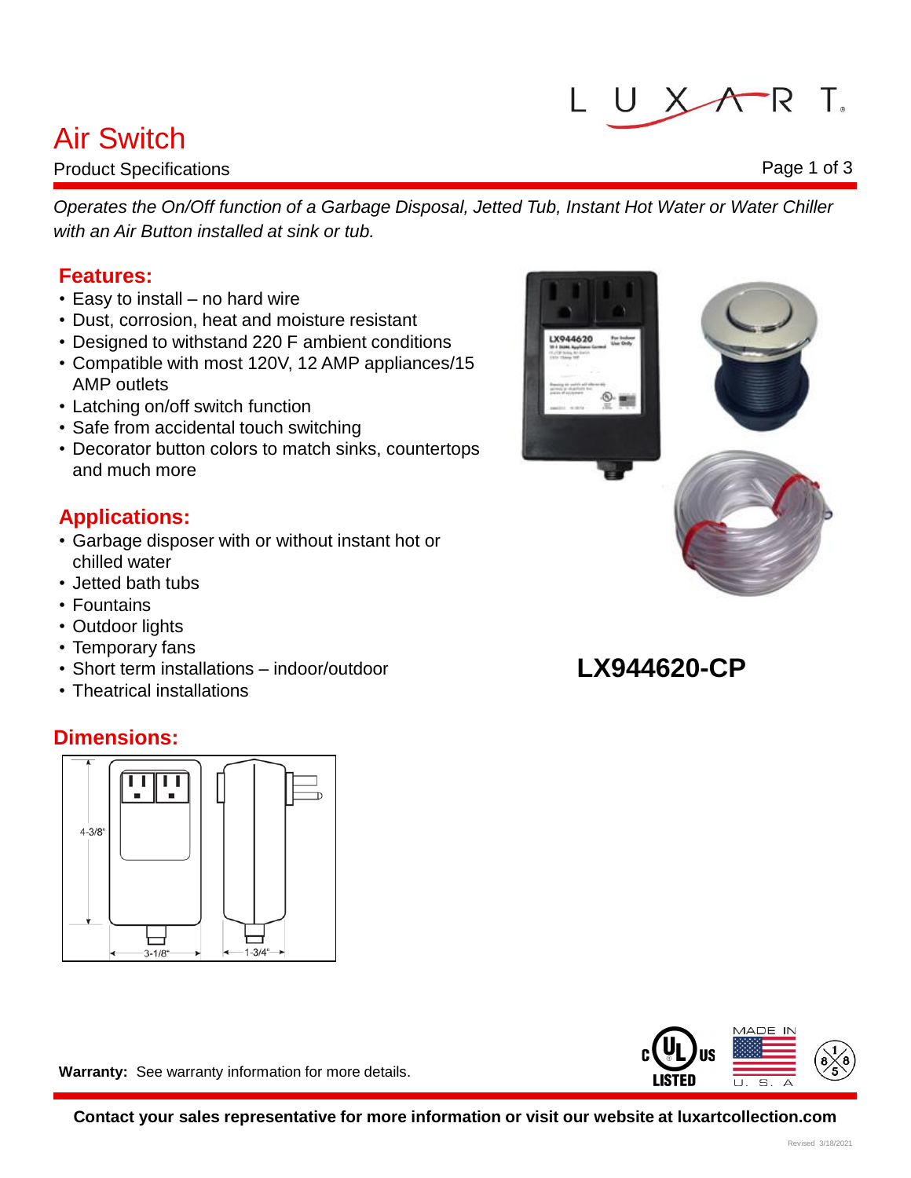# Air Switch

Product Specifications

*Operates the On/Off function of a Garbage Disposal, Jetted Tub, Instant Hot Water or Water Chiller with an Air Button installed at sink or tub.*

## Features:

- Easy to install – no hard wire
- Dust, corrosion, heat and moisture resistant
- Designed to withstand 220 F ambient conditions
- Compatible with most 120V, 12 AMP appliances/15 AMP outlets
- Latching on/off switch function
- Safe from accidental touch switching
- Decorator button colors to match sinks, countertops and much more

## Applications:

- Garbage disposer with or without instant hot or chilled water
- Jetted bath tubs
- Fountains
- Outdoor lights
- Temporary fans
- Short term installations – indoor/outdoor
- Theatrical installations

**LX944620-CP**

## Dimensions:

4-3/8"

3-1/8"

1-3/4"

**Warranty:** See warranty information for more details.

**Contact your sales representative for more information or visit our website at luxartcollection.com**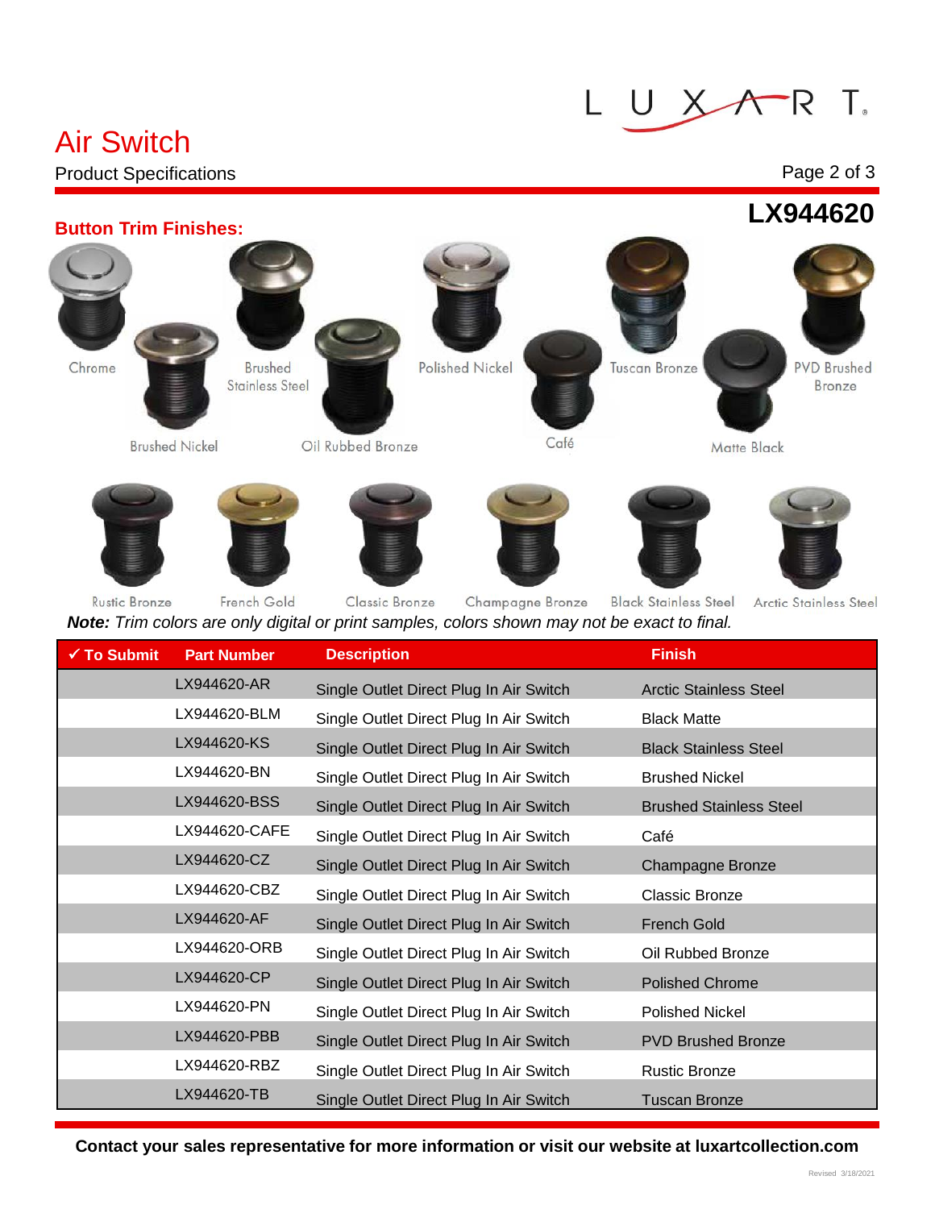# Air Switch

Product Specifications

## LX944620

### Button Trim Finishes:

Chrome

Brushed Stainless Steel

Polished Nickel

Tuscan Bronze

PVD Brushed Bronze

Brushed Nickel

Oil Rubbed Bronze

Café

Matte Black

Rustic Bronze

French Gold

Classic Bronze

Champagne Bronze

Black Stainless Steel

Arctic Stainless Steel

***Note:*** *Trim colors are only digital or print samples, colors shown may not be exact to final.*

| ✓ To Submit | Part Number | Description | Finish |
|---|---|---|---|
| | LX944620-AR | Single Outlet Direct Plug In Air Switch | Arctic Stainless Steel |
| | LX944620-BLM | Single Outlet Direct Plug In Air Switch | Black Matte |
| | LX944620-KS | Single Outlet Direct Plug In Air Switch | Black Stainless Steel |
| | LX944620-BN | Single Outlet Direct Plug In Air Switch | Brushed Nickel |
| | LX944620-BSS | Single Outlet Direct Plug In Air Switch | Brushed Stainless Steel |
| | LX944620-CAFE | Single Outlet Direct Plug In Air Switch | Café |
| | LX944620-CZ | Single Outlet Direct Plug In Air Switch | Champagne Bronze |
| | LX944620-CBZ | Single Outlet Direct Plug In Air Switch | Classic Bronze |
| | LX944620-AF | Single Outlet Direct Plug In Air Switch | French Gold |
| | LX944620-ORB | Single Outlet Direct Plug In Air Switch | Oil Rubbed Bronze |
| | LX944620-CP | Single Outlet Direct Plug In Air Switch | Polished Chrome |
| | LX944620-PN | Single Outlet Direct Plug In Air Switch | Polished Nickel |
| | LX944620-PBB | Single Outlet Direct Plug In Air Switch | PVD Brushed Bronze |
| | LX944620-RBZ | Single Outlet Direct Plug In Air Switch | Rustic Bronze |
| | LX944620-TB | Single Outlet Direct Plug In Air Switch | Tuscan Bronze |

**Contact your sales representative for more information or visit our website at luxartcollection.com**

Revised 3/18/2021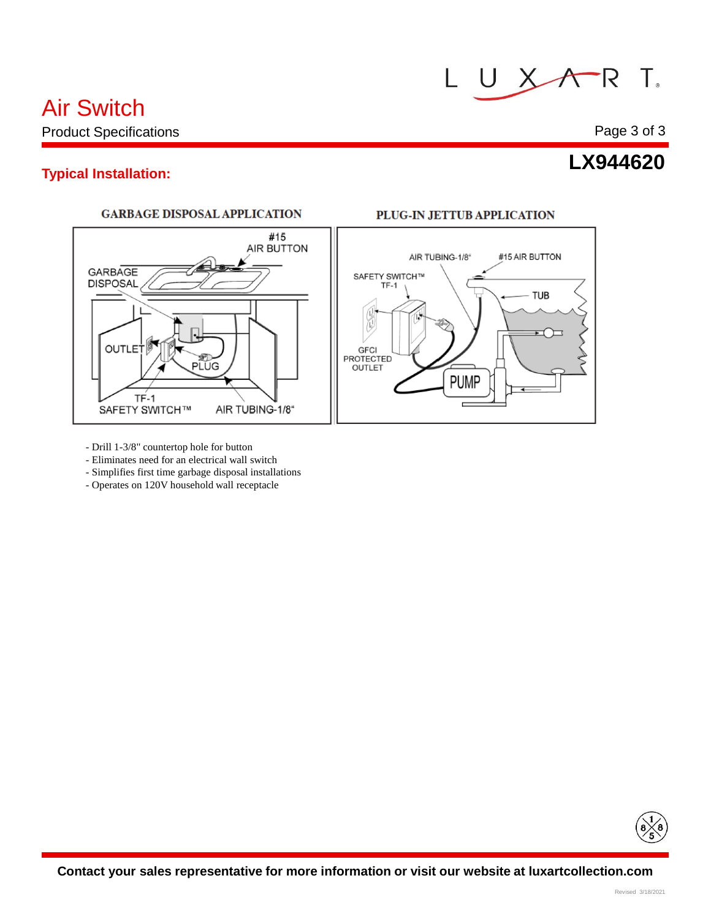# Air Switch

Product Specifications

**LX944620**

## Typical Installation:

GARBAGE DISPOSAL APPLICATION

#15
AIR BUTTON
GARBAGE
DISPOSAL
OUTLET
PLUG
TF-1
SAFETY SWITCH™
AIR TUBING-1/8"

PLUG-IN JETTUB APPLICATION

AIR TUBING-1/8"
#15 AIR BUTTON
SAFETY SWITCH™
TF-1
TUB
GFCI
PROTECTED
OUTLET
PUMP

- Drill 1-3/8" countertop hole for button
- Eliminates need for an electrical wall switch
- Simplifies first time garbage disposal installations
- Operates on 120V household wall receptacle

**Contact your sales representative for more information or visit our website at luxartcollection.com**

Revised 3/18/2021